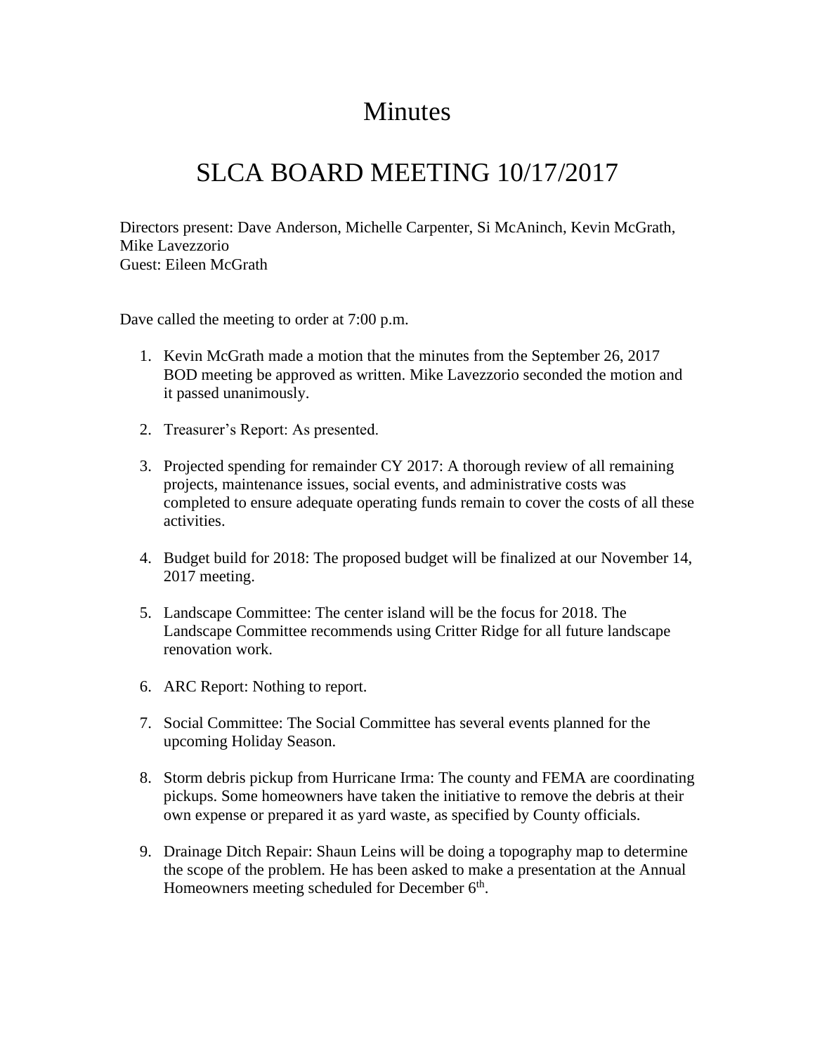# Minutes

# SLCA BOARD MEETING 10/17/2017

Directors present: Dave Anderson, Michelle Carpenter, Si McAninch, Kevin McGrath, Mike Lavezzorio
Guest: Eileen McGrath

Dave called the meeting to order at 7:00 p.m.

1. Kevin McGrath made a motion that the minutes from the September 26, 2017 BOD meeting be approved as written. Mike Lavezzorio seconded the motion and it passed unanimously.

2. Treasurer's Report: As presented.

3. Projected spending for remainder CY 2017: A thorough review of all remaining projects, maintenance issues, social events, and administrative costs was completed to ensure adequate operating funds remain to cover the costs of all these activities.

4. Budget build for 2018: The proposed budget will be finalized at our November 14, 2017 meeting.

5. Landscape Committee: The center island will be the focus for 2018. The Landscape Committee recommends using Critter Ridge for all future landscape renovation work.

6. ARC Report: Nothing to report.

7. Social Committee: The Social Committee has several events planned for the upcoming Holiday Season.

8. Storm debris pickup from Hurricane Irma: The county and FEMA are coordinating pickups. Some homeowners have taken the initiative to remove the debris at their own expense or prepared it as yard waste, as specified by County officials.

9. Drainage Ditch Repair: Shaun Leins will be doing a topography map to determine the scope of the problem. He has been asked to make a presentation at the Annual Homeowners meeting scheduled for December 6th.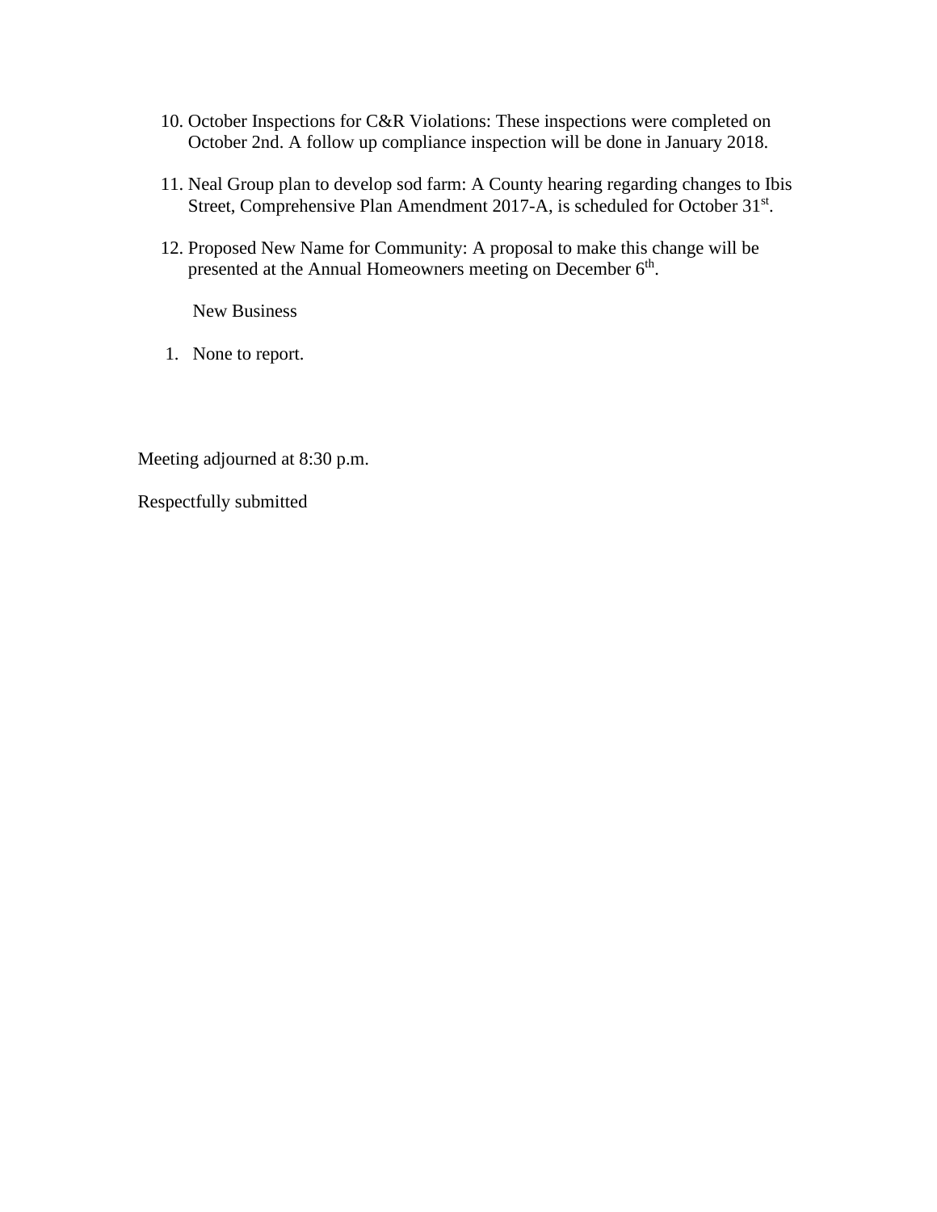10. October Inspections for C&R Violations: These inspections were completed on October 2nd. A follow up compliance inspection will be done in January 2018.

11. Neal Group plan to develop sod farm: A County hearing regarding changes to Ibis Street, Comprehensive Plan Amendment 2017-A, is scheduled for October 31st.

12. Proposed New Name for Community: A proposal to make this change will be presented at the Annual Homeowners meeting on December 6th.

New Business

1. None to report.

Meeting adjourned at 8:30 p.m.

Respectfully submitted